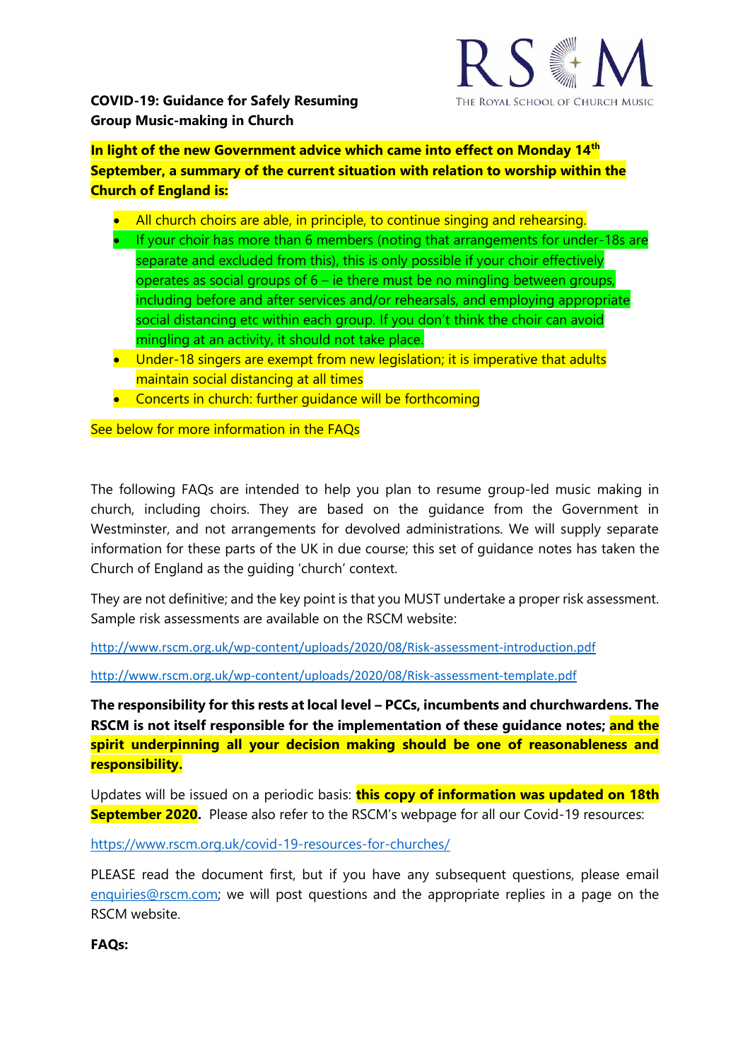**COVID-19: Guidance for Safely Resuming Group Music-making in Church**

THE ROYAL SCHOOL OF CHURCH MUSIC

**In light of the new Government advice which came into effect on Monday 14th September, a summary of the current situation with relation to worship within the Church of England is:**

- All church choirs are able, in principle, to continue singing and rehearsing.
- If your choir has more than 6 members (noting that arrangements for under-18s are separate and excluded from this), this is only possible if your choir effectively operates as social groups of 6 – ie there must be no mingling between groups, including before and after services and/or rehearsals, and employing appropriate social distancing etc within each group. If you don't think the choir can avoid mingling at an activity, it should not take place.
- Under-18 singers are exempt from new legislation; it is imperative that adults maintain social distancing at all times
- Concerts in church: further guidance will be forthcoming

See below for more information in the FAQs

The following FAQs are intended to help you plan to resume group-led music making in church, including choirs. They are based on the guidance from the Government in Westminster, and not arrangements for devolved administrations. We will supply separate information for these parts of the UK in due course; this set of guidance notes has taken the Church of England as the guiding 'church' context.

They are not definitive; and the key point is that you MUST undertake a proper risk assessment. Sample risk assessments are available on the RSCM website:

http://www.rscm.org.uk/wp-content/uploads/2020/08/Risk-assessment-introduction.pdf

http://www.rscm.org.uk/wp-content/uploads/2020/08/Risk-assessment-template.pdf

**The responsibility for this rests at local level – PCCs, incumbents and churchwardens. The RSCM is not itself responsible for the implementation of these guidance notes; and the spirit underpinning all your decision making should be one of reasonableness and responsibility.**

Updates will be issued on a periodic basis: **this copy of information was updated on 18th September 2020.** Please also refer to the RSCM's webpage for all our Covid-19 resources:

https://www.rscm.org.uk/covid-19-resources-for-churches/

PLEASE read the document first, but if you have any subsequent questions, please email enquiries@rscm.com; we will post questions and the appropriate replies in a page on the RSCM website.

**FAQs:**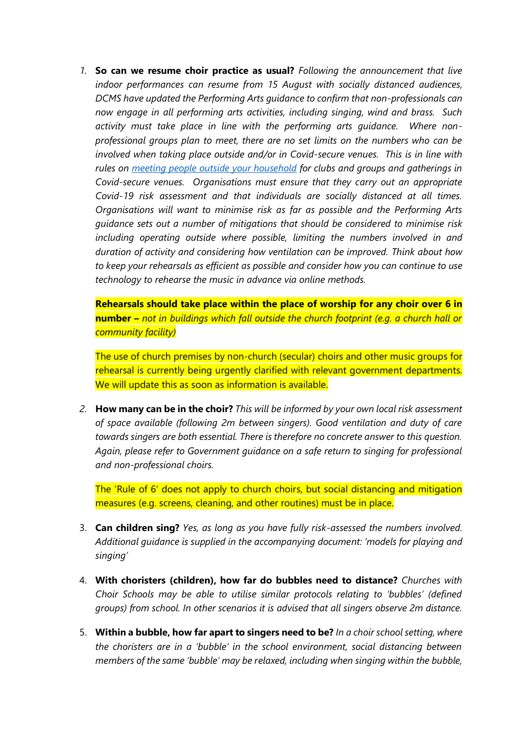1. **So can we resume choir practice as usual?** *Following the announcement that live indoor performances can resume from 15 August with socially distanced audiences, DCMS have updated the Performing Arts guidance to confirm that non-professionals can now engage in all performing arts activities, including singing, wind and brass. Such activity must take place in line with the performing arts guidance. Where non-professional groups plan to meet, there are no set limits on the numbers who can be involved when taking place outside and/or in Covid-secure venues. This is in line with rules on [meeting people outside your household]() for clubs and groups and gatherings in Covid-secure venues. Organisations must ensure that they carry out an appropriate Covid-19 risk assessment and that individuals are socially distanced at all times. Organisations will want to minimise risk as far as possible and the Performing Arts guidance sets out a number of mitigations that should be considered to minimise risk including operating outside where possible, limiting the numbers involved in and duration of activity and considering how ventilation can be improved. Think about how to keep your rehearsals as efficient as possible and consider how you can continue to use technology to rehearse the music in advance via online methods.*

   **Rehearsals should take place within the place of worship for any choir over 6 in number –** *not in buildings which fall outside the church footprint (e.g. a church hall or community facility)*

   The use of church premises by non-church (secular) choirs and other music groups for rehearsal is currently being urgently clarified with relevant government departments. We will update this as soon as information is available.

2. **How many can be in the choir?** *This will be informed by your own local risk assessment of space available (following 2m between singers). Good ventilation and duty of care towards singers are both essential. There is therefore no concrete answer to this question. Again, please refer to Government guidance on a safe return to singing for professional and non-professional choirs.*

   The 'Rule of 6' does not apply to church choirs, but social distancing and mitigation measures (e.g. screens, cleaning, and other routines) must be in place.

3. **Can children sing?** *Yes, as long as you have fully risk-assessed the numbers involved. Additional guidance is supplied in the accompanying document: 'models for playing and singing'*

4. **With choristers (children), how far do bubbles need to distance?** *Churches with Choir Schools may be able to utilise similar protocols relating to 'bubbles' (defined groups) from school. In other scenarios it is advised that all singers observe 2m distance.*

5. **Within a bubble, how far apart to singers need to be?** *In a choir school setting, where the choristers are in a 'bubble' in the school environment, social distancing between members of the same 'bubble' may be relaxed, including when singing within the bubble,*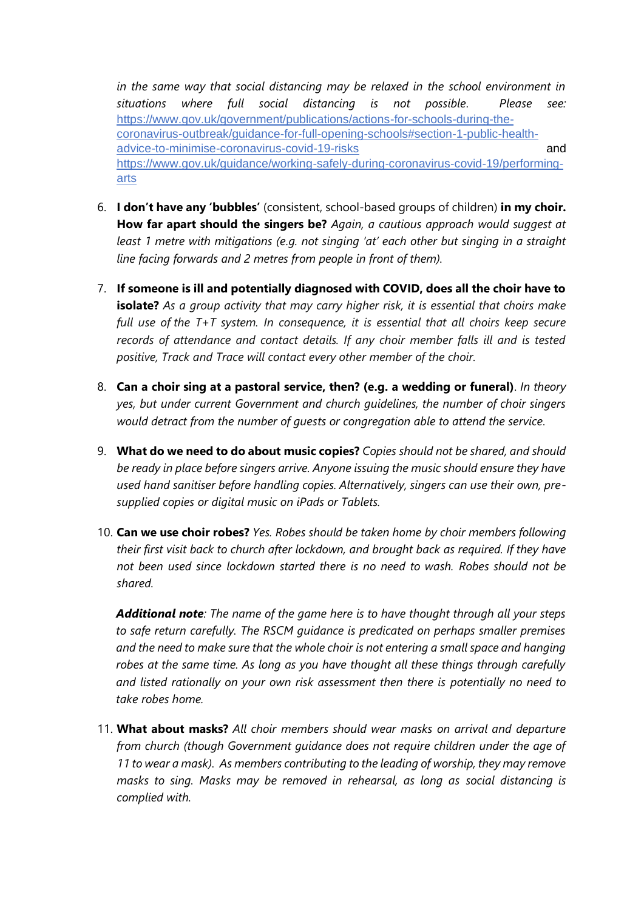*in the same way that social distancing may be relaxed in the school environment in situations where full social distancing is not possible. Please see:* https://www.gov.uk/government/publications/actions-for-schools-during-the-coronavirus-outbreak/guidance-for-full-opening-schools#section-1-public-health-advice-to-minimise-coronavirus-covid-19-risks and https://www.gov.uk/guidance/working-safely-during-coronavirus-covid-19/performing-arts

6. **I don't have any 'bubbles'** (consistent, school-based groups of children) **in my choir. How far apart should the singers be?** *Again, a cautious approach would suggest at least 1 metre with mitigations (e.g. not singing 'at' each other but singing in a straight line facing forwards and 2 metres from people in front of them).*

7. **If someone is ill and potentially diagnosed with COVID, does all the choir have to isolate?** *As a group activity that may carry higher risk, it is essential that choirs make full use of the T+T system. In consequence, it is essential that all choirs keep secure records of attendance and contact details. If any choir member falls ill and is tested positive, Track and Trace will contact every other member of the choir.*

8. **Can a choir sing at a pastoral service, then? (e.g. a wedding or funeral)**. *In theory yes, but under current Government and church guidelines, the number of choir singers would detract from the number of guests or congregation able to attend the service.*

9. **What do we need to do about music copies?** *Copies should not be shared, and should be ready in place before singers arrive. Anyone issuing the music should ensure they have used hand sanitiser before handling copies. Alternatively, singers can use their own, pre-supplied copies or digital music on iPads or Tablets.*

10. **Can we use choir robes?** *Yes. Robes should be taken home by choir members following their first visit back to church after lockdown, and brought back as required. If they have not been used since lockdown started there is no need to wash. Robes should not be shared.*

    ***Additional note****: The name of the game here is to have thought through all your steps to safe return carefully. The RSCM guidance is predicated on perhaps smaller premises and the need to make sure that the whole choir is not entering a small space and hanging robes at the same time. As long as you have thought all these things through carefully and listed rationally on your own risk assessment then there is potentially no need to take robes home.*

11. **What about masks?** *All choir members should wear masks on arrival and departure from church (though Government guidance does not require children under the age of 11 to wear a mask). As members contributing to the leading of worship, they may remove masks to sing. Masks may be removed in rehearsal, as long as social distancing is complied with.*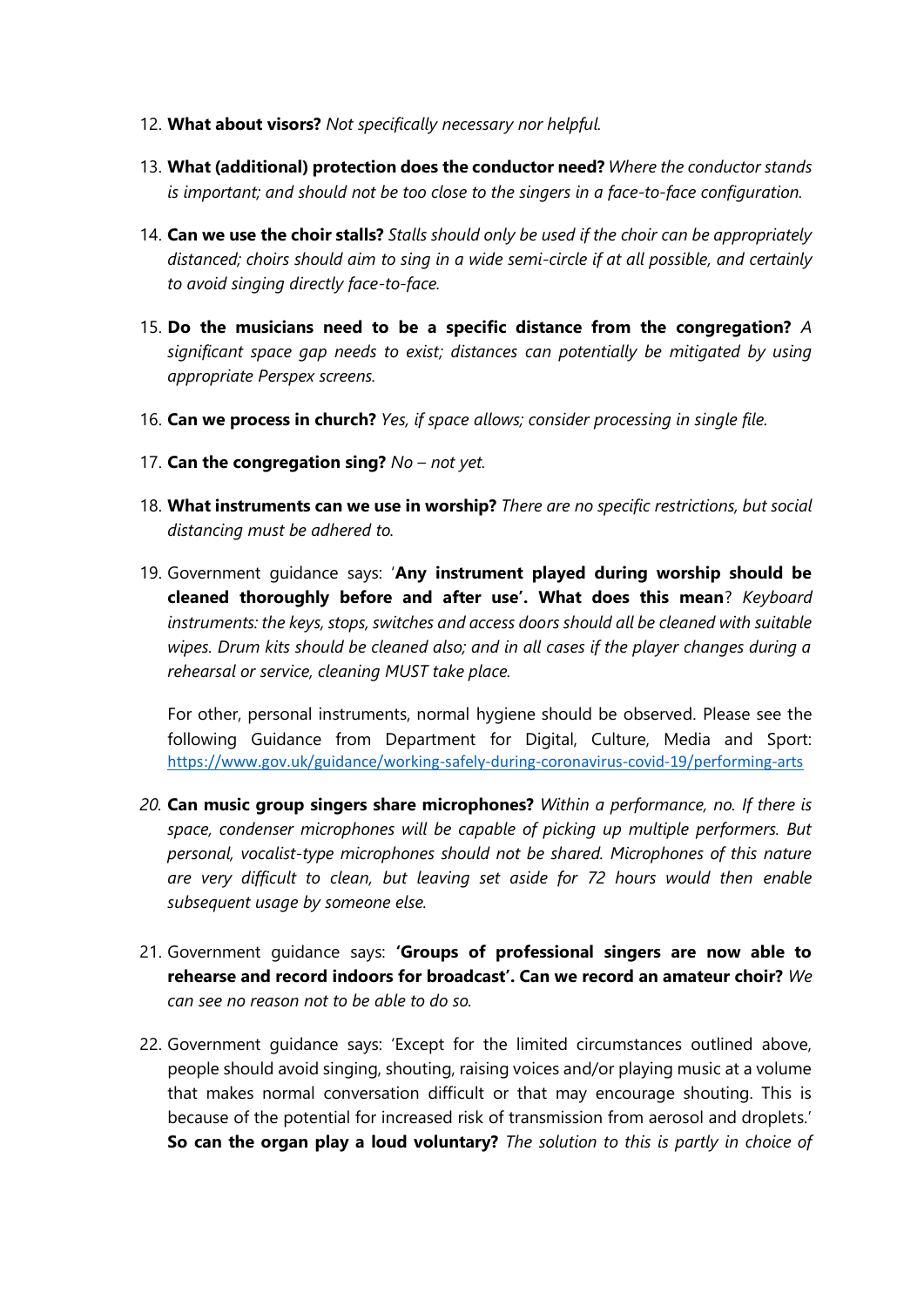12. **What about visors?** *Not specifically necessary nor helpful.*

13. **What (additional) protection does the conductor need?** *Where the conductor stands is important; and should not be too close to the singers in a face-to-face configuration.*

14. **Can we use the choir stalls?** *Stalls should only be used if the choir can be appropriately distanced; choirs should aim to sing in a wide semi-circle if at all possible, and certainly to avoid singing directly face-to-face.*

15. **Do the musicians need to be a specific distance from the congregation?** *A significant space gap needs to exist; distances can potentially be mitigated by using appropriate Perspex screens.*

16. **Can we process in church?** *Yes, if space allows; consider processing in single file.*

17. **Can the congregation sing?** *No – not yet.*

18. **What instruments can we use in worship?** *There are no specific restrictions, but social distancing must be adhered to.*

19. Government guidance says: '**Any instrument played during worship should be cleaned thoroughly before and after use'. What does this mean**? *Keyboard instruments: the keys, stops, switches and access doors should all be cleaned with suitable wipes. Drum kits should be cleaned also; and in all cases if the player changes during a rehearsal or service, cleaning MUST take place.*

    For other, personal instruments, normal hygiene should be observed. Please see the following Guidance from Department for Digital, Culture, Media and Sport: https://www.gov.uk/guidance/working-safely-during-coronavirus-covid-19/performing-arts

20. **Can music group singers share microphones?** *Within a performance, no. If there is space, condenser microphones will be capable of picking up multiple performers. But personal, vocalist-type microphones should not be shared. Microphones of this nature are very difficult to clean, but leaving set aside for 72 hours would then enable subsequent usage by someone else.*

21. Government guidance says: **'Groups of professional singers are now able to rehearse and record indoors for broadcast'. Can we record an amateur choir?** *We can see no reason not to be able to do so.*

22. Government guidance says: 'Except for the limited circumstances outlined above, people should avoid singing, shouting, raising voices and/or playing music at a volume that makes normal conversation difficult or that may encourage shouting. This is because of the potential for increased risk of transmission from aerosol and droplets.' **So can the organ play a loud voluntary?** *The solution to this is partly in choice of*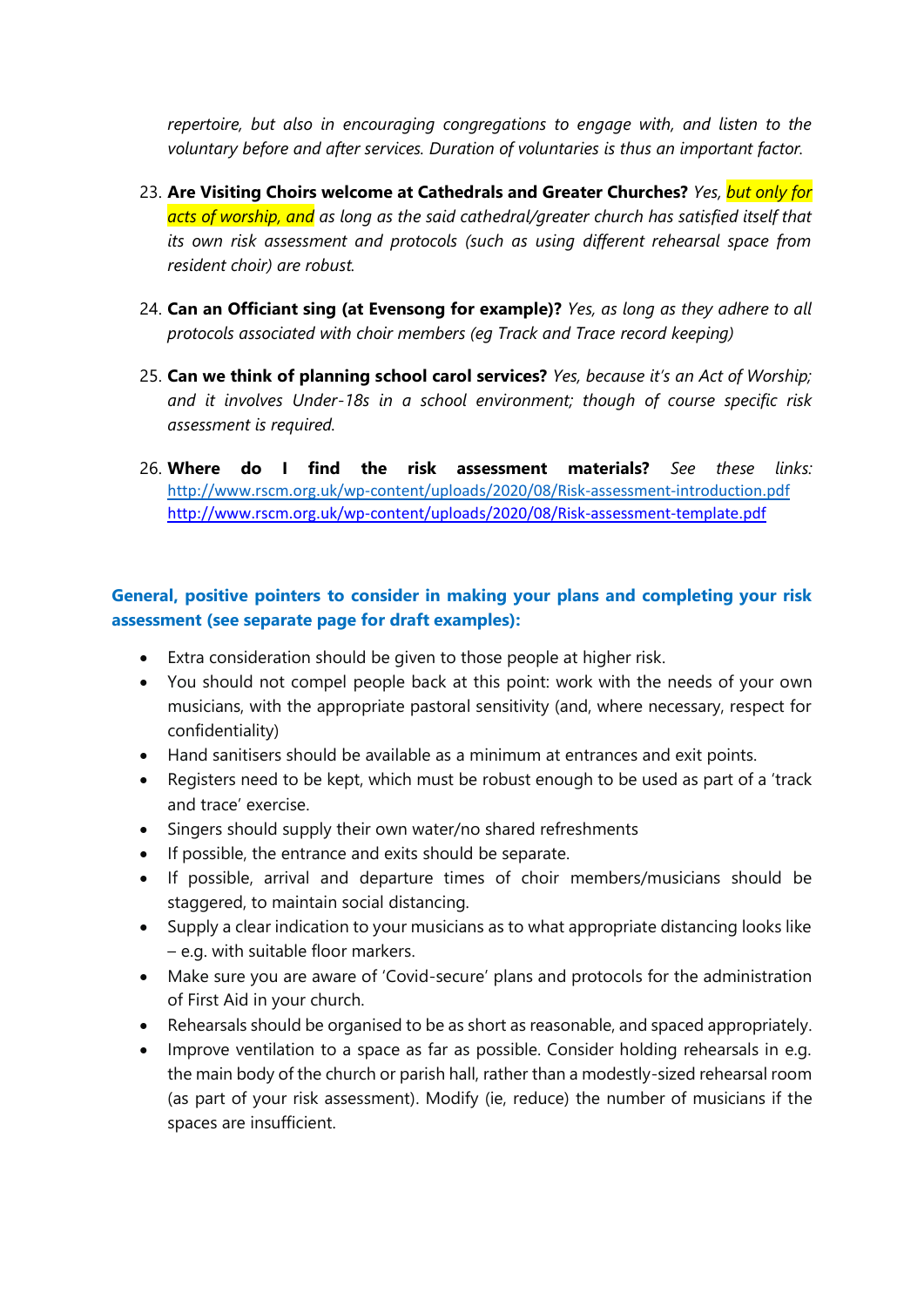*repertoire, but also in encouraging congregations to engage with, and listen to the voluntary before and after services. Duration of voluntaries is thus an important factor.*

23. **Are Visiting Choirs welcome at Cathedrals and Greater Churches?** *Yes, but only for acts of worship, and as long as the said cathedral/greater church has satisfied itself that its own risk assessment and protocols (such as using different rehearsal space from resident choir) are robust.*

24. **Can an Officiant sing (at Evensong for example)?** *Yes, as long as they adhere to all protocols associated with choir members (eg Track and Trace record keeping)*

25. **Can we think of planning school carol services?** *Yes, because it's an Act of Worship; and it involves Under-18s in a school environment; though of course specific risk assessment is required.*

26. **Where do I find the risk assessment materials?** *See these links:* http://www.rscm.org.uk/wp-content/uploads/2020/08/Risk-assessment-introduction.pdf http://www.rscm.org.uk/wp-content/uploads/2020/08/Risk-assessment-template.pdf

**General, positive pointers to consider in making your plans and completing your risk assessment (see separate page for draft examples):**

- Extra consideration should be given to those people at higher risk.
- You should not compel people back at this point: work with the needs of your own musicians, with the appropriate pastoral sensitivity (and, where necessary, respect for confidentiality)
- Hand sanitisers should be available as a minimum at entrances and exit points.
- Registers need to be kept, which must be robust enough to be used as part of a 'track and trace' exercise.
- Singers should supply their own water/no shared refreshments
- If possible, the entrance and exits should be separate.
- If possible, arrival and departure times of choir members/musicians should be staggered, to maintain social distancing.
- Supply a clear indication to your musicians as to what appropriate distancing looks like – e.g. with suitable floor markers.
- Make sure you are aware of 'Covid-secure' plans and protocols for the administration of First Aid in your church.
- Rehearsals should be organised to be as short as reasonable, and spaced appropriately.
- Improve ventilation to a space as far as possible. Consider holding rehearsals in e.g. the main body of the church or parish hall, rather than a modestly-sized rehearsal room (as part of your risk assessment). Modify (ie, reduce) the number of musicians if the spaces are insufficient.